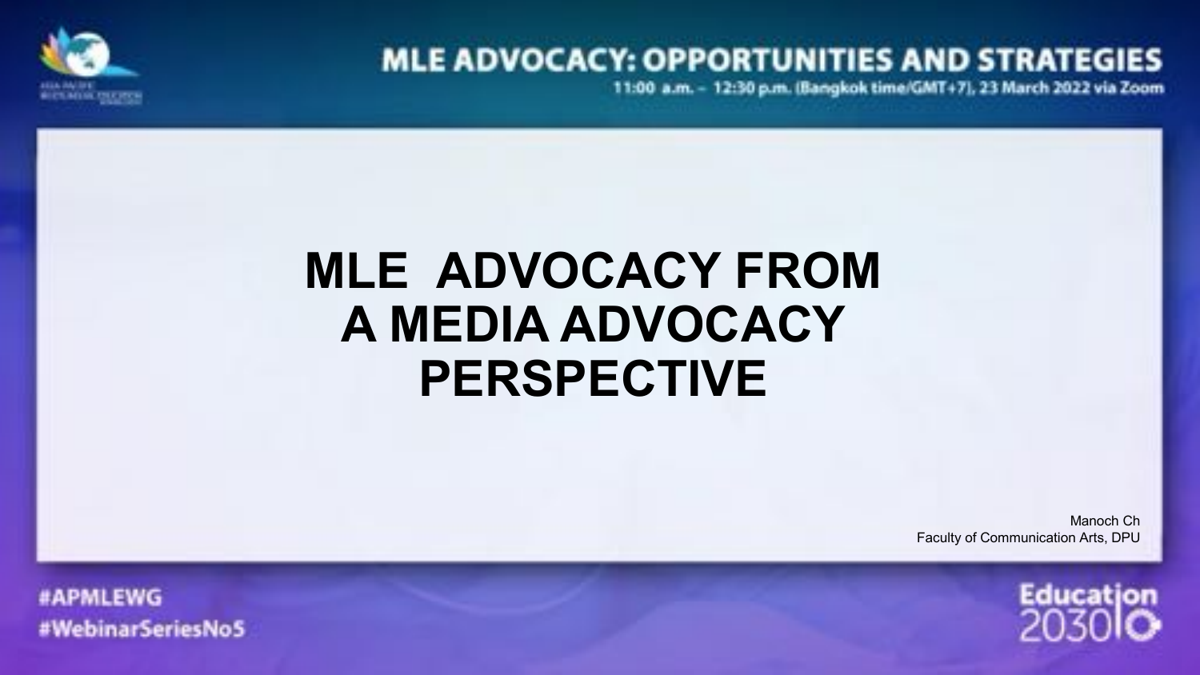MLE ADVOCACY: OPPORTUNITIES AND STRATEGIES

11:00 a.m. – 12:30 p.m. (Bangkok time/GMT+7), 23 March 2022 via Zoom

# MLE ADVOCACY FROM A MEDIA ADVOCACY PERSPECTIVE

Manoch Ch
Faculty of Communication Arts, DPU

#APMLEWG
#WebinarSeriesNo5

Education 2030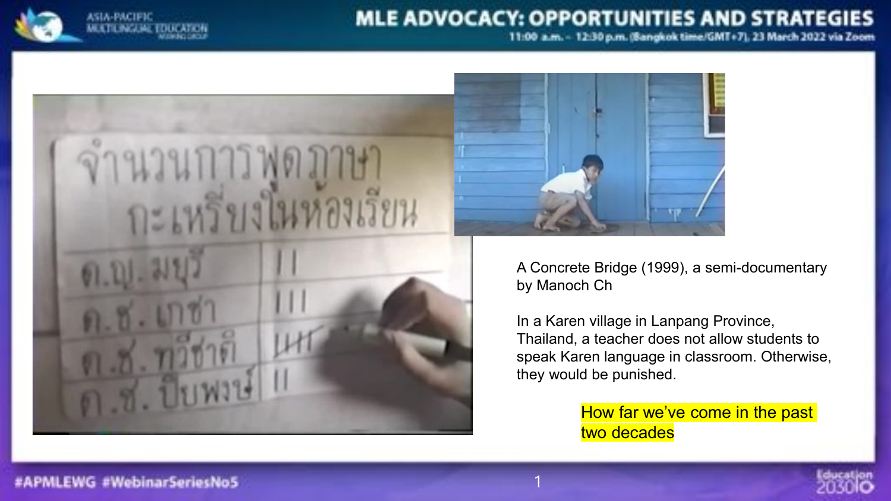A Concrete Bridge (1999), a semi-documentary by Manoch Ch

In a Karen village in Lanpang Province, Thailand, a teacher does not allow students to speak Karen language in classroom. Otherwise, they would be punished.

How far we've come in the past two decades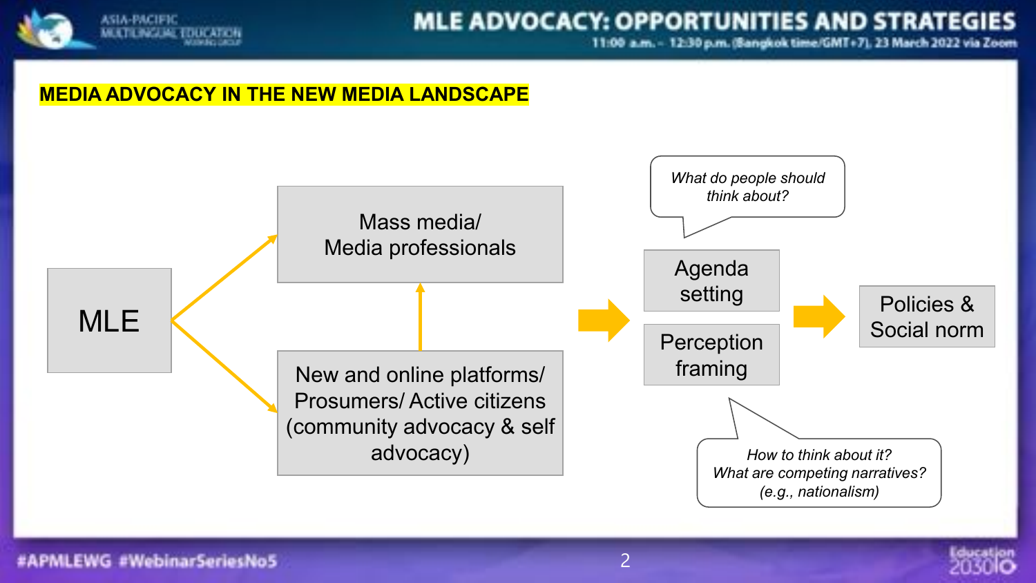## MEDIA ADVOCACY IN THE NEW MEDIA LANDSCAPE

MLE

Mass media/ Media professionals

New and online platforms/ Prosumers/ Active citizens (community advocacy & self advocacy)

*What do people should think about?*

Agenda setting

Perception framing

*How to think about it? What are competing narratives? (e.g., nationalism)*

Policies & Social norm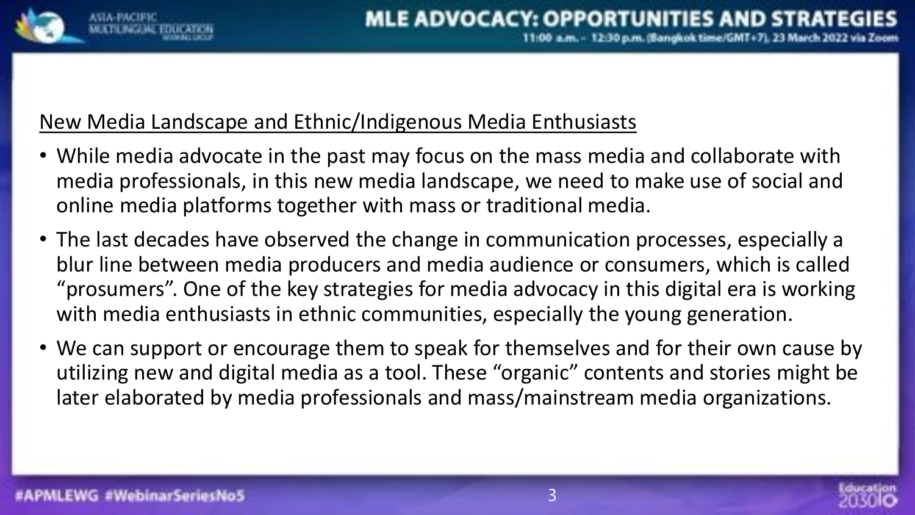## New Media Landscape and Ethnic/Indigenous Media Enthusiasts

- While media advocate in the past may focus on the mass media and collaborate with media professionals, in this new media landscape, we need to make use of social and online media platforms together with mass or traditional media.
- The last decades have observed the change in communication processes, especially a blur line between media producers and media audience or consumers, which is called "prosumers". One of the key strategies for media advocacy in this digital era is working with media enthusiasts in ethnic communities, especially the young generation.
- We can support or encourage them to speak for themselves and for their own cause by utilizing new and digital media as a tool. These "organic" contents and stories might be later elaborated by media professionals and mass/mainstream media organizations.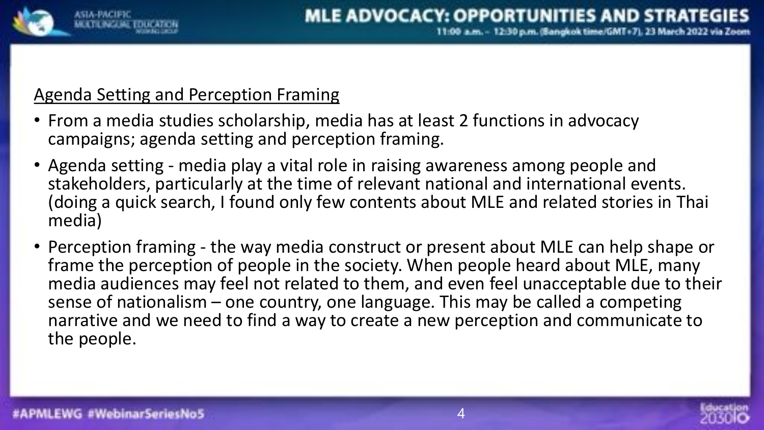## Agenda Setting and Perception Framing

- From a media studies scholarship, media has at least 2 functions in advocacy campaigns; agenda setting and perception framing.
- Agenda setting - media play a vital role in raising awareness among people and stakeholders, particularly at the time of relevant national and international events. (doing a quick search, I found only few contents about MLE and related stories in Thai media)
- Perception framing - the way media construct or present about MLE can help shape or frame the perception of people in the society. When people heard about MLE, many media audiences may feel not related to them, and even feel unacceptable due to their sense of nationalism – one country, one language. This may be called a competing narrative and we need to find a way to create a new perception and communicate to the people.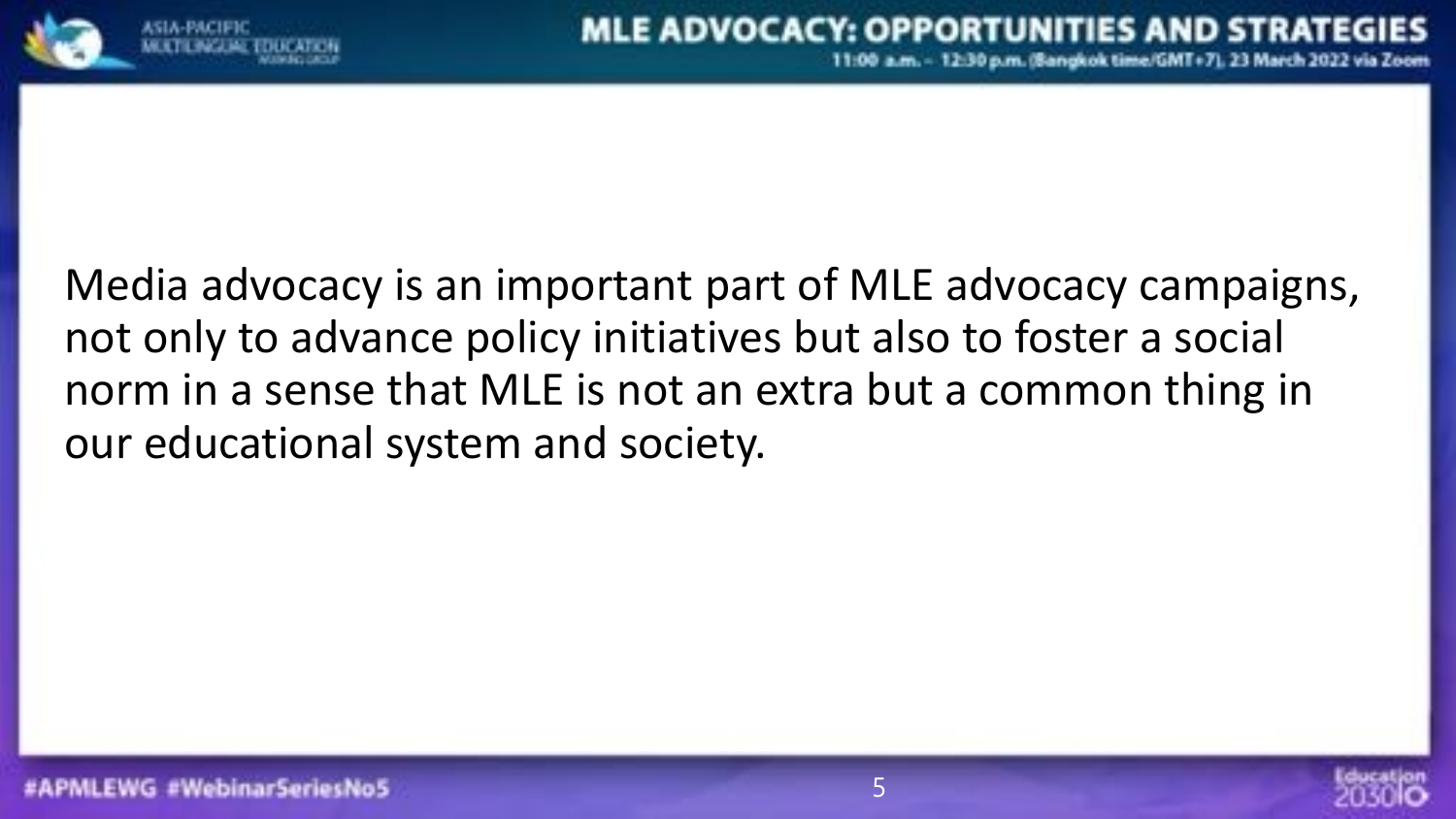Media advocacy is an important part of MLE advocacy campaigns, not only to advance policy initiatives but also to foster a social norm in a sense that MLE is not an extra but a common thing in our educational system and society.